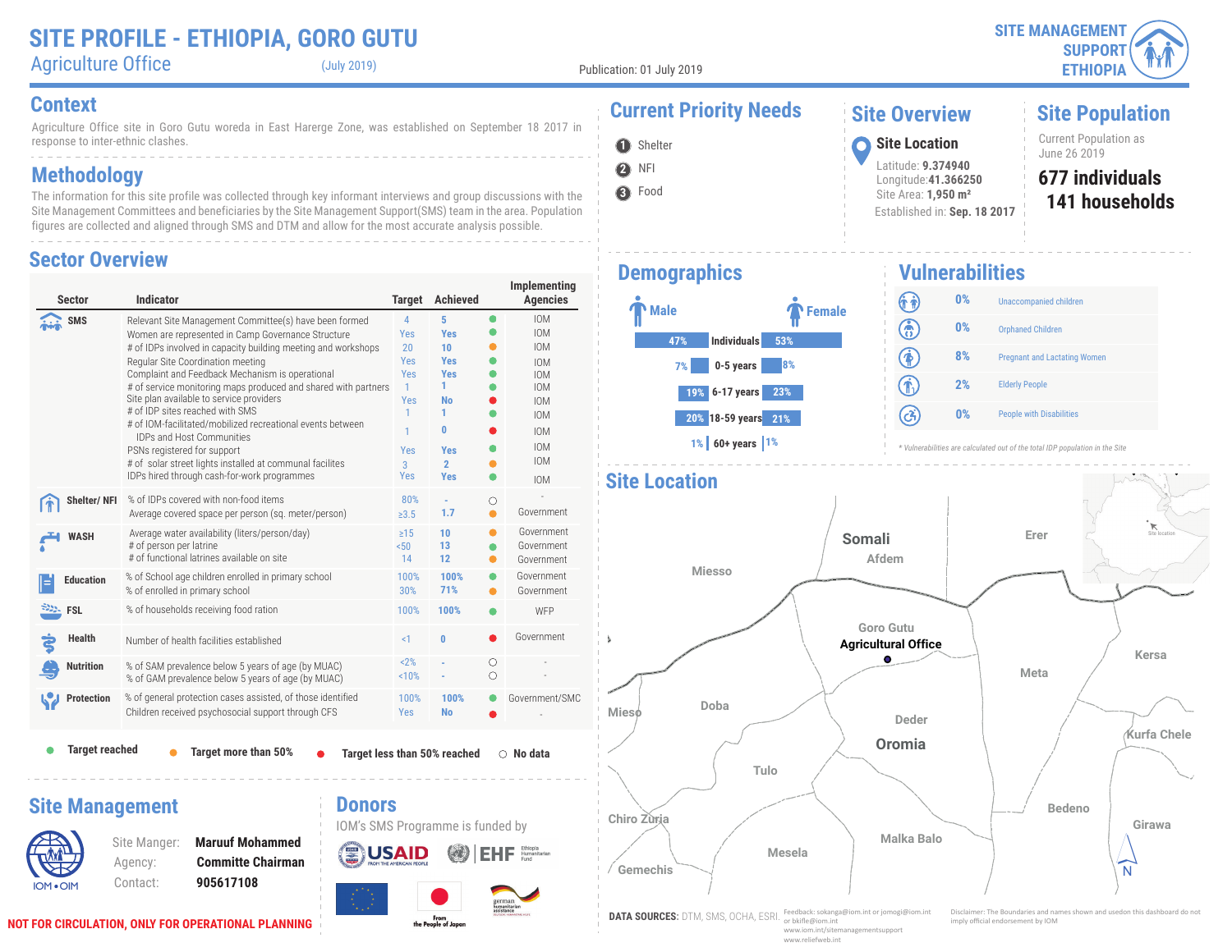# SITE PROFILE - ETHIOPIA, GORO GUTU

Agriculture Office (July 2019)

Publication: 01 July 2019

SITE MANAGEMENT SUPPORT ETHIOPIA

## Context

Agriculture Office site in Goro Gutu woreda in East Harerge Zone, was established on September 18 2017 in response to inter-ethnic clashes.

## Methodology

The information for this site profile was collected through key informant interviews and group discussions with the Site Management Committees and beneficiaries by the Site Management Support(SMS) team in the area. Population figures are collected and aligned through SMS and DTM and allow for the most accurate analysis possible.

## Sector Overview

| Sector | Indicator | Target | Achieved | Status | Implementing Agencies |
|---|---|---|---|---|---|
| SMS | Relevant Site Management Committee(s) have been formed | 4 | 5 | Target reached | IOM |
| | Women are represented in Camp Governance Structure | Yes | Yes | Target reached | IOM |
| | # of IDPs involved in capacity building meeting and workshops | 20 | 10 | Target more than 50% | IOM |
| | Regular Site Coordination meeting | Yes | Yes | Target reached | IOM |
| | Complaint and Feedback Mechanism is operational | Yes | Yes | Target reached | IOM |
| | # of service monitoring maps produced and shared with partners | 1 | 1 | Target reached | IOM |
| | Site plan available to service providers | Yes | No | Target less than 50% reached | IOM |
| | # of IDP sites reached with SMS | 1 | 1 | Target reached | IOM |
| | # of IOM-facilitated/mobilized recreational events between IDPs and Host Communities | 1 | 0 | Target less than 50% reached | IOM |
| | PSNs registered for support | Yes | Yes | Target reached | IOM |
| | # of solar street lights installed at communal facilites | 3 | 2 | Target more than 50% | IOM |
| | IDPs hired through cash-for-work programmes | Yes | Yes | Target reached | IOM |
| Shelter/ NFI | % of IDPs covered with non-food items | 80% | - | No data | - |
| | Average covered space per person (sq. meter/person) | ≥3.5 | 1.7 | Target more than 50% | Government |
| WASH | Average water availability (liters/person/day) | ≥15 | 10 | Target more than 50% | Government |
| | # of person per latrine | <50 | 13 | Target more than 50% | Government |
| | # of functional latrines available on site | 14 | 12 | Target more than 50% | Government |
| Education | % of School age children enrolled in primary school | 100% | 100% | Target reached | Government |
| | % of enrolled in primary school | 30% | 71% | Target more than 50% | Government |
| FSL | % of households receiving food ration | 100% | 100% | Target reached | WFP |
| Health | Number of health facilities established | <1 | 0 | Target less than 50% reached | Government |
| Nutrition | % of SAM prevalence below 5 years of age (by MUAC) | <2% | - | No data | - |
| | % of GAM prevalence below 5 years of age (by MUAC) | <10% | - | No data | - |
| Protection | % of general protection cases assisted, of those identified | 100% | 100% | Target reached | Government/SMC |
| | Children received psychosocial support through CFS | Yes | No | Target less than 50% reached | - |

● Target reached ● Target more than 50% ● Target less than 50% reached ○ No data

## Current Priority Needs

1. Shelter
2. NFI
3. Food

## Site Overview

**Site Location**

Latitude: **9.374940**
Longitude: **41.366250**
Site Area: **1,950 m²**
Established in: **Sep. 18 2017**

## Site Population

Current Population as June 26 2019

**677 individuals**
**141 households**

## Demographics

| Male | Age group | Female |
|---|---|---|
| 47% | Individuals | 53% |
| 7% | 0-5 years | 8% |
| 19% | 6-17 years | 23% |
| 20% | 18-59 years | 21% |
| 1% | 60+ years | 1% |

## Vulnerabilities

| % | Vulnerability |
|---|---|
| 0% | Unaccompanied children |
| 0% | Orphaned Children |
| 8% | Pregnant and Lactating Women |
| 2% | Elderly People |
| 0% | People with Disabilities |

*\* Vulnerabilities are calculated out of the total IDP population in the Site*

## Site Location

Map labels: Somali, Afdem, Erer, Miesso, Goro Gutu, Agricultural Office, Kersa, Meta, Mieso, Doba, Deder, Oromia, Kurfa Chele, Tulo, Chiro Zuria, Bedeno, Girawa, Malka Balo, Mesela, Gemechis, Site location, N

## Site Management

Site Manger: **Maruuf Mohammed**
Agency: **Committe Chairman**
Contact: **905617108**

## Donors

IOM's SMS Programme is funded by

USAID — From the American People; EHF Ethiopia Humanitarian Fund; From the People of Japan; german humanitarian assistance

**NOT FOR CIRCULATION, ONLY FOR OPERATIONAL PLANNING**

**DATA SOURCES:** DTM, SMS, OCHA, ESRI.

Feedback: sokanga@iom.int or jomogi@iom.int or bkifle@iom.int
www.iom.int/sitemanagementsupport
www.reliefweb.int

Disclaimer: The Boundaries and names shown and usedon this dashboard do not imply official endorsement by IOM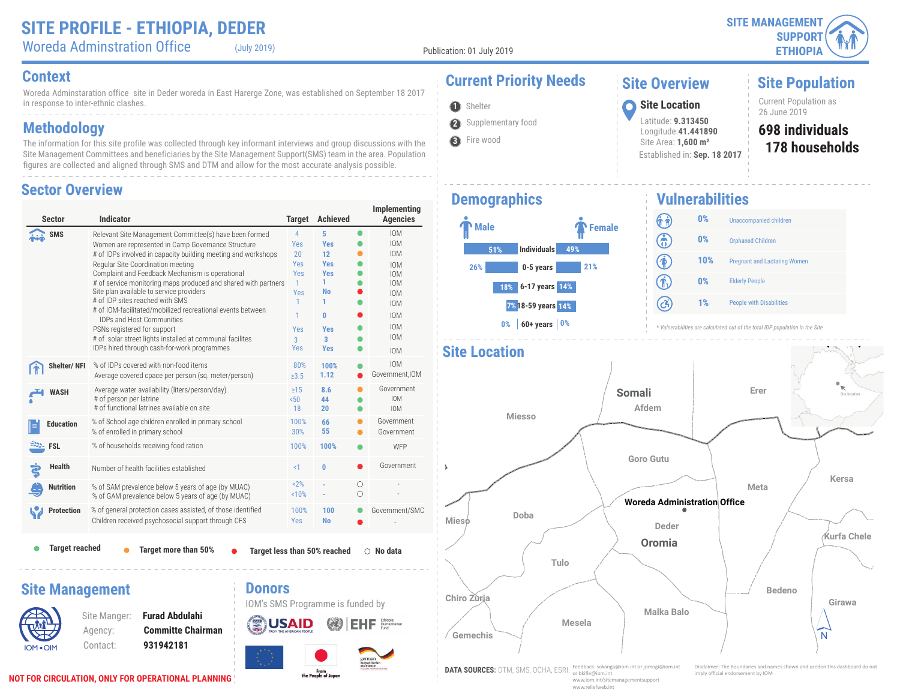# SITE PROFILE - ETHIOPIA, DEDER

## Woreda Adminstration Office (July 2019)

Publication: 01 July 2019

SITE MANAGEMENT SUPPORT ETHIOPIA

## Context

Woreda Adminstaration office site in Deder woreda in East Harerge Zone, was established on September 18 2017 in response to inter-ethnic clashes.

## Methodology

The information for this site profile was collected through key informant interviews and group discussions with the Site Management Committees and beneficiaries by the Site Management Support(SMS) team in the area. Population figures are collected and aligned through SMS and DTM and allow for the most accurate analysis possible.

## Sector Overview

| Sector | Indicator | Target | Achieved | Status | Implementing Agencies |
|---|---|---|---|---|---|
| SMS | Relevant Site Management Committee(s) have been formed | 4 | 5 | Target reached | IOM |
| | Women are represented in Camp Governance Structure | Yes | Yes | Target reached | IOM |
| | # of IDPs involved in capacity building meeting and workshops | 20 | 12 | Target more than 50% | IOM |
| | Regular Site Coordination meeting | Yes | Yes | Target reached | IOM |
| | Complaint and Feedback Mechanism is operational | Yes | Yes | Target reached | IOM |
| | # of service monitoring maps produced and shared with partners | 1 | 1 | Target reached | IOM |
| | Site plan available to service providers | Yes | No | Target less than 50% reached | IOM |
| | # of IDP sites reached with SMS | 1 | 1 | Target reached | IOM |
| | # of IOM-facilitated/mobilized recreational events between IDPs and Host Communities | 1 | 0 | Target less than 50% reached | IOM |
| | PSNs registered for support | Yes | Yes | Target reached | IOM |
| | # of solar street lights installed at communal facilites | 3 | 3 | Target reached | IOM |
| | IDPs hired through cash-for-work programmes | Yes | Yes | Target reached | IOM |
| Shelter/ NFI | % of IDPs covered with non-food items | 80% | 100% | Target reached | IOM |
| | Average covered cpace per person (sq. meter/person) | ≥3.5 | 1.12 | Target less than 50% reached | Government,IOM |
| WASH | Average water availability (liters/person/day) | ≥15 | 8.6 | Target more than 50% | Government |
| | # of person per latrine | <50 | 44 | Target reached | IOM |
| | # of functional latrines available on site | 18 | 20 | Target reached | IOM |
| Education | % of School age children enrolled in primary school | 100% | 66 | Target more than 50% | Government |
| | % of enrolled in primary school | 30% | 55 | Target more than 50% | Government |
| FSL | % of households receiving food ration | 100% | 100% | Target reached | WFP |
| Health | Number of health facilities established | <1 | 0 | Target less than 50% reached | Government |
| Nutrition | % of SAM prevalence below 5 years of age (by MUAC) | <2% | - | No data | - |
| | % of GAM prevalence below 5 years of age (by MUAC) | <10% | - | No data | - |
| Protection | % of general protection cases assisted, of those identified | 100% | 100 | Target reached | Government/SMC |
| | Children received psychosocial support through CFS | Yes | No | Target less than 50% reached | - |

● Target reached ● Target more than 50% ● Target less than 50% reached ○ No data

## Current Priority Needs

1. Shelter
2. Supplementary food
3. Fire wood

## Site Overview

**Site Location**

Latitude: **9.313450**
Longitude: **41.441890**
Site Area: **1,600 m²**
Established in: **Sep. 18 2017**

## Site Population

Current Population as 26 June 2019

**698 individuals**
**178 households**

## Demographics

| Male | | Female |
|---|---|---|
| 51% | Individuals | 49% |
| 26% | 0-5 years | 21% |
| 18% | 6-17 years | 14% |
| 7% | 18-59 years | 14% |
| 0% | 60+ years | 0% |

## Vulnerabilities

| % | Vulnerability |
|---|---|
| 0% | Unaccompanied children |
| 0% | Orphaned Children |
| 10% | Pregnant and Lactating Women |
| 0% | Elderly People |
| 1% | People with Disabilities |

* Vulnerabilities are calculated out of the total IDP population in the Site

## Site Location

Somali, Afdem, Erer, Miesso, Goro Gutu, Meta, Kersa, Woreda Administration Office, Mieso, Doba, Deder, Oromia, Kurfa Chele, Tulo, Chiro Zuria, Bedeno, Girawa, Malka Balo, Mesela, Gemechis, Site location

## Site Management

Site Manger: **Furad Abdulahi**
Agency: **Committe Chairman**
Contact: **931942181**

## Donors

IOM's SMS Programme is funded by

USAID, EHF Ethiopia Humanitarian Fund, EU, From the People of Japan, german humanitarian assistance

**NOT FOR CIRCULATION, ONLY FOR OPERATIONAL PLANNING**

**DATA SOURCES:** DTM, SMS, OCHA, ESRI.

Feedback: sokanga@iom.int or jomogi@iom.int or bkifle@iom.int
www.iom.int/sitemanagementsupport
www.reliefweb.int

Disclaimer: The Boundaries and names shown and usedon this dashboard do not imply official endorsement by IOM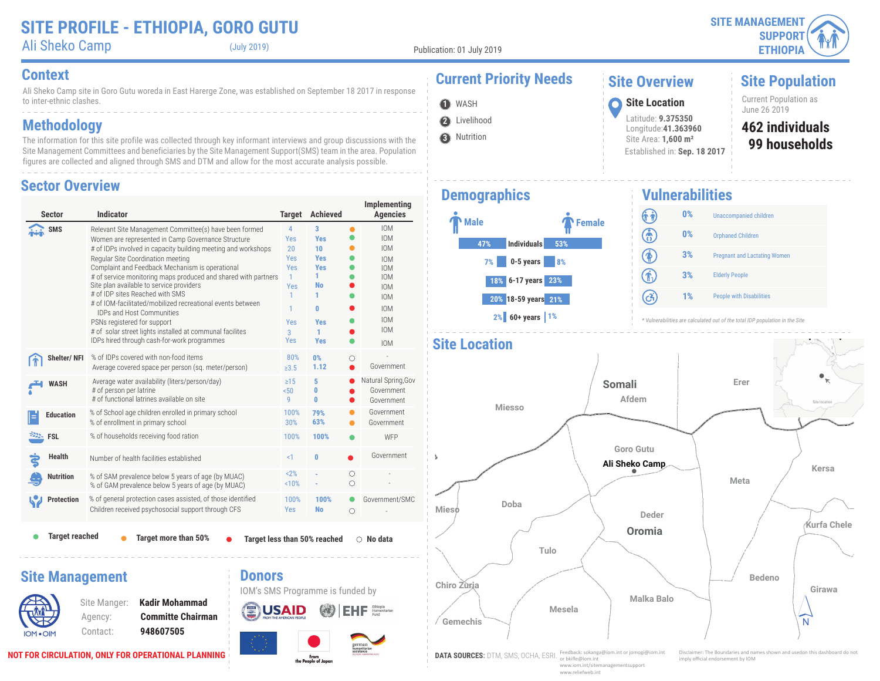# SITE PROFILE - ETHIOPIA, GORO GUTU

Ali Sheko Camp (July 2019)

Publication: 01 July 2019

SITE MANAGEMENT SUPPORT ETHIOPIA

## Context

Ali Sheko Camp site in Goro Gutu woreda in East Harerge Zone, was established on September 18 2017 in response to inter-ethnic clashes.

## Methodology

The information for this site profile was collected through key informant interviews and group discussions with the Site Management Committees and beneficiaries by the Site Management Support(SMS) team in the area. Population figures are collected and aligned through SMS and DTM and allow for the most accurate analysis possible.

## Sector Overview

| Sector | Indicator | Target | Achieved | Status | Implementing Agencies |
|---|---|---|---|---|---|
| SMS | Relevant Site Management Committee(s) have been formed | 4 | 3 | Target more than 50% | IOM |
| | Women are represented in Camp Governance Structure | Yes | Yes | Target reached | IOM |
| | # of IDPs involved in capacity building meeting and workshops | 20 | 10 | Target more than 50% | IOM |
| | Regular Site Coordination meeting | Yes | Yes | Target reached | IOM |
| | Complaint and Feedback Mechanism is operational | Yes | Yes | Target reached | IOM |
| | # of service monitoring maps produced and shared with partners | 1 | 1 | Target reached | IOM |
| | Site plan available to service providers | Yes | No | Target less than 50% reached | IOM |
| | # of IDP sites Reached with SMS | 1 | 1 | Target reached | IOM |
| | # of IOM-facilitated/mobilized recreational events between IDPs and Host Communities | 1 | 0 | Target less than 50% reached | IOM |
| | PSNs registered for support | Yes | Yes | Target reached | IOM |
| | # of solar street lights installed at communal facilites | 3 | 1 | Target less than 50% reached | IOM |
| | IDPs hired through cash-for-work programmes | Yes | Yes | Target reached | IOM |
| Shelter/ NFI | % of IDPs covered with non-food items | 80% | 0% | No data | - |
| | Average covered space per person (sq. meter/person) | ≥3.5 | 1.12 | Target less than 50% reached | Government |
| WASH | Average water availability (liters/person/day) | ≥15 | 5 | Target less than 50% reached | Natural Spring,Gov |
| | # of person per latrine | <50 | 0 | Target less than 50% reached | Government |
| | # of functional latrines available on site | 9 | 0 | Target less than 50% reached | Government |
| Education | % of School age children enrolled in primary school | 100% | 79% | Target more than 50% | Government |
| | % of enrollment in primary school | 30% | 63% | Target more than 50% | Government |
| FSL | % of households receiving food ration | 100% | 100% | Target reached | WFP |
| Health | Number of health facilities established | <1 | 0 | Target less than 50% reached | Government |
| Nutrition | % of SAM prevalence below 5 years of age (by MUAC) | <2% | - | No data | - |
| | % of GAM prevalence below 5 years of age (by MUAC) | <10% | - | No data | - |
| Protection | % of general protection cases assisted, of those identified | 100% | 100% | Target reached | Government/SMC |
| | Children received psychosocial support through CFS | Yes | No | No data | - |

Legend: Target reached | Target more than 50% | Target less than 50% reached | No data

## Current Priority Needs

1. WASH
2. Livelihood
3. Nutrition

## Site Overview

**Site Location**

Latitude: **9.375350**
Longitude: **41.363960**
Site Area: **1,600 m²**
Established in: **Sep. 18 2017**

## Site Population

Current Population as June 26 2019

**462 individuals**
**99 households**

## Demographics

| Male | Age group | Female |
|---|---|---|
| 47% | Individuals | 53% |
| 7% | 0-5 years | 8% |
| 18% | 6-17 years | 23% |
| 20% | 18-59 years | 21% |
| 2% | 60+ years | 1% |

## Vulnerabilities

| % | Vulnerability |
|---|---|
| 0% | Unaccompanied children |
| 0% | Orphaned Children |
| 3% | Pregnant and Lactating Women |
| 3% | Elderly People |
| 1% | People with Disabilities |

\* Vulnerabilities are calculated out of the total IDP population in the Site

## Site Location

Map labels: Somali, Afdem, Erer, Miesso, Goro Gutu, Ali Sheko Camp, Kersa, Meta, Mieso, Doba, Deder, Oromia, Kurfa Chele, Tulo, Bedeno, Chiro Zuria, Girawa, Malka Balo, Mesela, Gemechis, Site location, N

## Site Management

Site Manger: **Kadir Mohammad**
Agency: **Committe Chairman**
Contact: **948607505**

## Donors

IOM's SMS Programme is funded by

USAID, EHF Ethiopia Humanitarian Fund, From the People of Japan, german humanitarian assistance

**NOT FOR CIRCULATION, ONLY FOR OPERATIONAL PLANNING**

**DATA SOURCES:** DTM, SMS, OCHA, ESRI.

Feedback: sokanga@iom.int or jomogi@iom.int or bkifle@iom.int
www.iom.int/sitemanagementsupport
www.reliefweb.int

Disclaimer: The Boundaries and names shown and usedon this dashboard do not imply official endorsement by IOM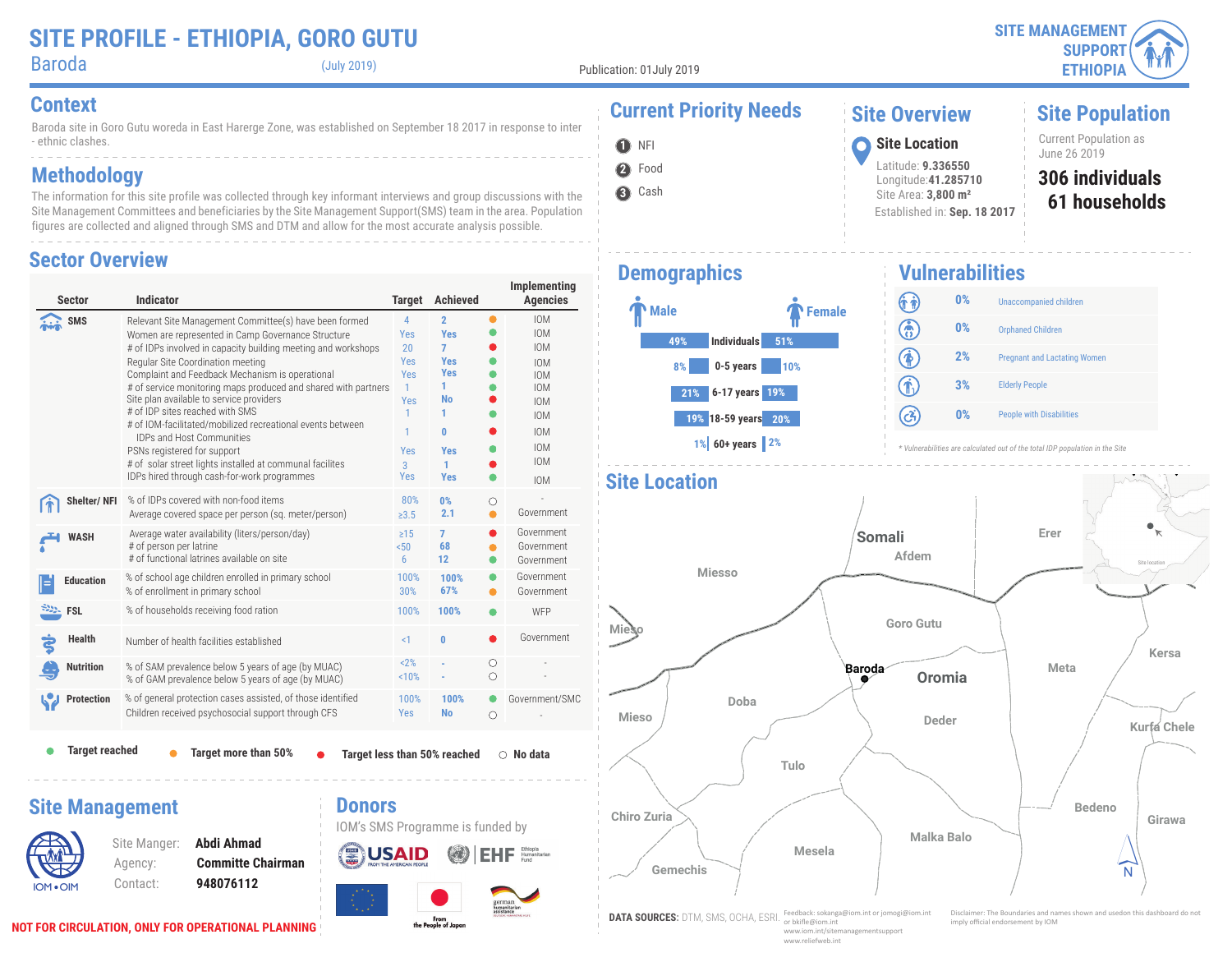# SITE PROFILE - ETHIOPIA, GORO GUTU

Baroda (July 2019)

Publication: 01July 2019

SITE MANAGEMENT SUPPORT ETHIOPIA

## Context

Baroda site in Goro Gutu woreda in East Harerge Zone, was established on September 18 2017 in response to inter - ethnic clashes.

## Methodology

The information for this site profile was collected through key informant interviews and group discussions with the Site Management Committees and beneficiaries by the Site Management Support(SMS) team in the area. Population figures are collected and aligned through SMS and DTM and allow for the most accurate analysis possible.

## Sector Overview

| Sector | Indicator | Target | Achieved | Status | Implementing Agencies |
|---|---|---|---|---|---|
| SMS | Relevant Site Management Committee(s) have been formed | 4 | 2 | Target more than 50% | IOM |
| | Women are represented in Camp Governance Structure | Yes | Yes | Target reached | IOM |
| | # of IDPs involved in capacity building meeting and workshops | 20 | 7 | Target less than 50% reached | IOM |
| | Regular Site Coordination meeting | Yes | Yes | Target reached | IOM |
| | Complaint and Feedback Mechanism is operational | Yes | Yes | Target reached | IOM |
| | # of service monitoring maps produced and shared with partners | 1 | 1 | Target reached | IOM |
| | Site plan available to service providers | Yes | No | Target less than 50% reached | IOM |
| | # of IDP sites reached with SMS | 1 | 1 | Target reached | IOM |
| | # of IOM-facilitated/mobilized recreational events between IDPs and Host Communities | 1 | 0 | Target less than 50% reached | IOM |
| | PSNs registered for support | Yes | Yes | Target reached | IOM |
| | # of solar street lights installed at communal facilites | 3 | 1 | Target less than 50% reached | IOM |
| | IDPs hired through cash-for-work programmes | Yes | Yes | Target reached | IOM |
| Shelter/ NFI | % of IDPs covered with non-food items | 80% | 0% | No data | - |
| | Average covered space per person (sq. meter/person) | ≥3.5 | 2.1 | Target more than 50% | Government |
| WASH | Average water availability (liters/person/day) | ≥15 | 7 | Target less than 50% reached | Government |
| | # of person per latrine | <50 | 68 | Target more than 50% | Government |
| | # of functional latrines available on site | 6 | 12 | Target more than 50% | Government |
| Education | % of school age children enrolled in primary school | 100% | 100% | Target reached | Government |
| | % of enrollment in primary school | 30% | 67% | Target more than 50% | Government |
| FSL | % of households receiving food ration | 100% | 100% | Target reached | WFP |
| Health | Number of health facilities established | <1 | 0 | Target less than 50% reached | Government |
| Nutrition | % of SAM prevalence below 5 years of age (by MUAC) | <2% | - | No data | - |
| | % of GAM prevalence below 5 years of age (by MUAC) | <10% | - | No data | - |
| Protection | % of general protection cases assisted, of those identified | 100% | 100% | Target reached | Government/SMC |
| | Children received psychosocial support through CFS | Yes | No | No data | - |

Legend: Target reached; Target more than 50%; Target less than 50% reached; No data

## Current Priority Needs

1. NFI
2. Food
3. Cash

## Site Overview

**Site Location**

Latitude: **9.336550**
Longitude: **41.285710**
Site Area: **3,800 m²**
Established in: **Sep. 18 2017**

## Site Population

Current Population as June 26 2019

**306 individuals**
**61 households**

## Demographics

| Male | | Female |
|---|---|---|
| 49% | Individuals | 51% |
| 8% | 0-5 years | 10% |
| 21% | 6-17 years | 19% |
| 19% | 18-59 years | 20% |
| 1% | 60+ years | 2% |

## Vulnerabilities

| % | Vulnerability |
|---|---|
| 0% | Unaccompanied children |
| 0% | Orphaned Children |
| 2% | Pregnant and Lactating Women |
| 3% | Elderly People |
| 0% | People with Disabilities |

*\* Vulnerabilities are calculated out of the total IDP population in the Site*

## Site Location

Somali, Afdem, Erer, Miesso, Goro Gutu, Baroda, Oromia, Meta, Kersa, Doba, Mieso, Deder, Kurfa Chele, Tulo, Chiro Zuria, Mesela, Malka Balo, Bedeno, Girawa, Gemechis

## Site Management

IOM • OIM

Site Manger: **Abdi Ahmad**
Agency: **Committe Chairman**
Contact: **948076112**

## Donors

IOM's SMS Programme is funded by

USAID, EHF (Ethiopia Humanitarian Fund), EU, From the People of Japan, german humanitarian assistance

**NOT FOR CIRCULATION, ONLY FOR OPERATIONAL PLANNING**

**DATA SOURCES:** DTM, SMS, OCHA, ESRI.

Feedback: sokanga@iom.int or jomogi@iom.int or bkifle@iom.int
www.iom.int/sitemanagementsupport
www.reliefweb.int

Disclaimer: The Boundaries and names shown and usedon this dashboard do not imply official endorsement by IOM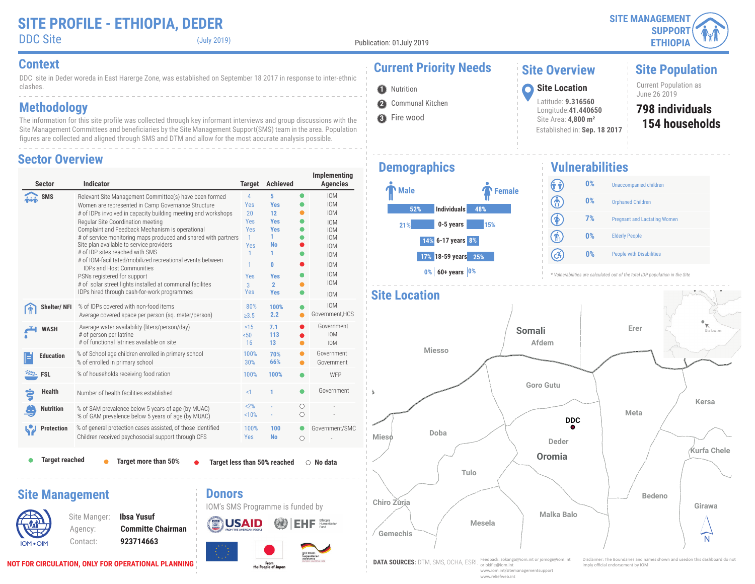# SITE PROFILE - ETHIOPIA, DEDER

DDC Site (July 2019)

Publication: 01July 2019

SITE MANAGEMENT SUPPORT ETHIOPIA

## Context

DDC site in Deder woreda in East Harerge Zone, was established on September 18 2017 in response to inter-ethnic clashes.

## Methodology

The information for this site profile was collected through key informant interviews and group discussions with the Site Management Committees and beneficiaries by the Site Management Support(SMS) team in the area. Population figures are collected and aligned through SMS and DTM and allow for the most accurate analysis possible.

## Sector Overview

| Sector | Indicator | Target | Achieved | Status | Implementing Agencies |
|---|---|---|---|---|---|
| SMS | Relevant Site Management Committee(s) have been formed | 4 | 5 | Target reached | IOM |
| | Women are represented in Camp Governance Structure | Yes | Yes | Target reached | IOM |
| | # of IDPs involved in capacity building meeting and workshops | 20 | 12 | Target more than 50% | IOM |
| | Regular Site Coordination meeting | Yes | Yes | Target reached | IOM |
| | Complaint and Feedback Mechanism is operational | Yes | Yes | Target reached | IOM |
| | # of service monitoring maps produced and shared with partners | 1 | 1 | Target reached | IOM |
| | Site plan available to service providers | Yes | No | Target less than 50% reached | IOM |
| | # of IDP sites reached with SMS | 1 | 1 | Target reached | IOM |
| | # of IOM-facilitated/mobilized recreational events between IDPs and Host Communities | 1 | 0 | Target less than 50% reached | IOM |
| | PSNs registered for support | Yes | Yes | Target reached | IOM |
| | # of solar street lights installed at communal facilites | 3 | 2 | Target more than 50% | IOM |
| | IDPs hired through cash-for-work programmes | Yes | Yes | Target reached | IOM |
| Shelter/ NFI | % of IDPs covered with non-food items | 80% | 100% | Target reached | IOM |
| | Average covered space per person (sq. meter/person) | ≥3.5 | 2.2 | Target more than 50% | Government,HCS |
| WASH | Average water availability (liters/person/day) | ≥15 | 7.1 | Target less than 50% reached | Government |
| | # of person per latrine | <50 | 113 | Target less than 50% reached | IOM |
| | # of functional latrines available on site | 16 | 13 | Target more than 50% | IOM |
| Education | % of School age children enrolled in primary school | 100% | 70% | Target more than 50% | Government |
| | % of enrolled in primary school | 30% | 66% | Target more than 50% | Government |
| FSL | % of households receiving food ration | 100% | 100% | Target reached | WFP |
| Health | Number of health facilities established | <1 | 1 | Target reached | Government |
| Nutrition | % of SAM prevalence below 5 years of age (by MUAC) | <2% | - | No data | - |
| | % of GAM prevalence below 5 years of age (by MUAC) | <10% | - | No data | - |
| Protection | % of general protection cases assisted, of those identified | 100% | 100 | Target reached | Government/SMC |
| | Children received psychosocial support through CFS | Yes | No | No data | - |

● Target reached ● Target more than 50% ● Target less than 50% reached ○ No data

## Current Priority Needs

1. Nutrition
2. Communal Kitchen
3. Fire wood

## Site Overview

### Site Location

Latitude: **9.316560**
Longitude: **41.440650**
Site Area: **4,800 m²**
Established in: **Sep. 18 2017**

## Site Population

Current Population as June 26 2019

**798 individuals**
**154 households**

## Demographics

| Male | Age group | Female |
|---|---|---|
| 52% | Individuals | 48% |
| 21% | 0-5 years | 15% |
| 14% | 6-17 years | 8% |
| 17% | 18-59 years | 25% |
| 0% | 60+ years | 0% |

## Vulnerabilities

| % | Category |
|---|---|
| 0% | Unaccompanied children |
| 0% | Orphaned Children |
| 7% | Pregnant and Lactating Women |
| 0% | Elderly People |
| 0% | People with Disabilities |

*\* Vulnerabilities are calculated out of the total IDP population in the Site*

## Site Location

Somali, Afdem, Erer, Miesso, Goro Gutu, Kersa, Meta, DDC, Mieso, Doba, Deder, Oromia, Kurfa Chele, Tulo, Chiro Zuria, Bedeno, Girawa, Malka Balo, Mesela, Gemechis, Site location, N

## Site Management

Site Manger: **Ibsa Yusuf**
Agency: **Committe Chairman**
Contact: **923714663**

## Donors

IOM's SMS Programme is funded by

USAID, EHF Ethiopia Humanitarian Fund, From the People of Japan, german humanitarian assistance

**NOT FOR CIRCULATION, ONLY FOR OPERATIONAL PLANNING**

**DATA SOURCES:** DTM, SMS, OCHA, ESRI.

Feedback: sokanga@iom.int or jomogi@iom.int or bkifle@iom.int
www.iom.int/sitemanagementsupport
www.reliefweb.int

Disclaimer: The Boundaries and names shown and usedon this dashboard do not imply official endorsement by IOM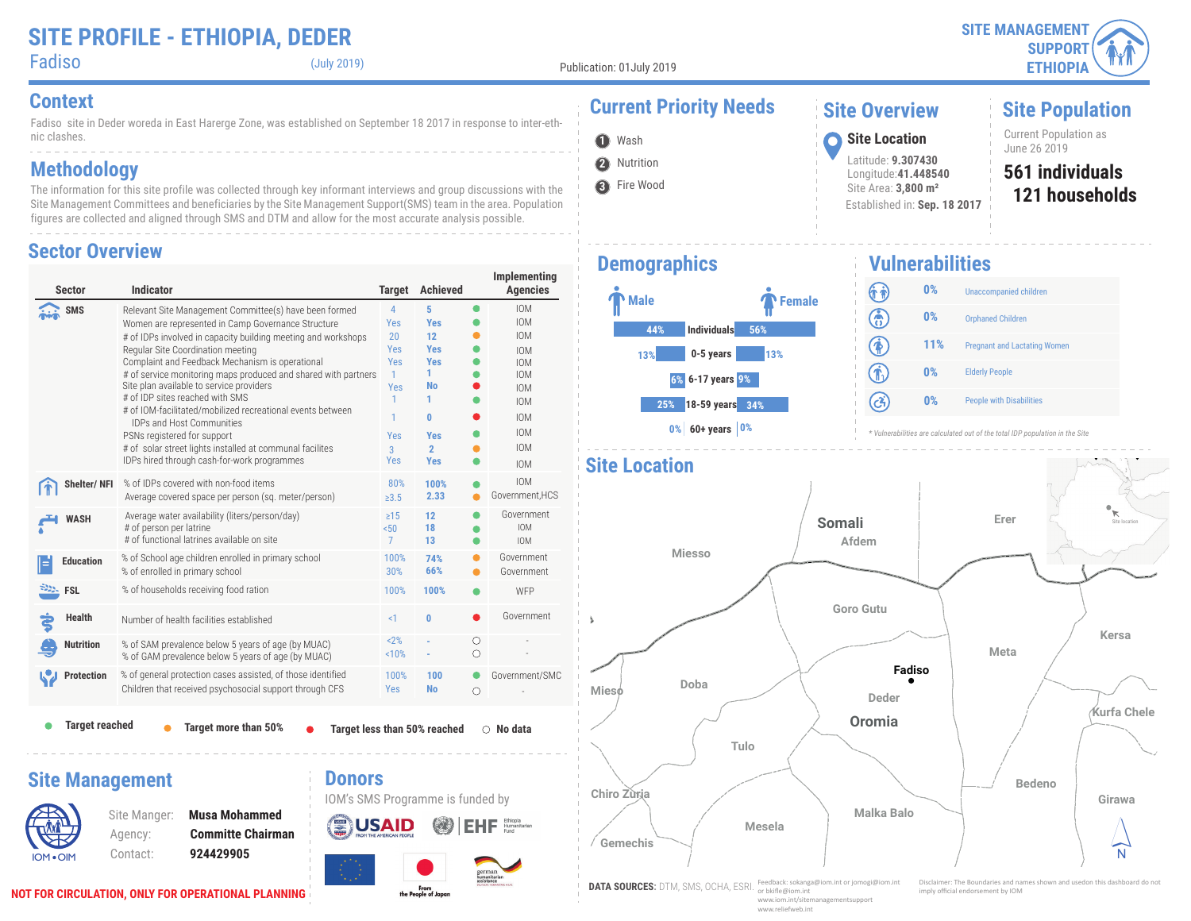# SITE PROFILE - ETHIOPIA, DEDER

Fadiso (July 2019)

Publication: 01July 2019

SITE MANAGEMENT SUPPORT ETHIOPIA

## Context

Fadiso site in Deder woreda in East Harerge Zone, was established on September 18 2017 in response to inter-ethnic clashes.

## Methodology

The information for this site profile was collected through key informant interviews and group discussions with the Site Management Committees and beneficiaries by the Site Management Support(SMS) team in the area. Population figures are collected and aligned through SMS and DTM and allow for the most accurate analysis possible.

## Sector Overview

| Sector | Indicator | Target | Achieved | Status | Implementing Agencies |
|---|---|---|---|---|---|
| SMS | Relevant Site Management Committee(s) have been formed | 4 | 5 | Target reached | IOM |
| | Women are represented in Camp Governance Structure | Yes | Yes | Target reached | IOM |
| | # of IDPs involved in capacity building meeting and workshops | 20 | 12 | Target more than 50% | IOM |
| | Regular Site Coordination meeting | Yes | Yes | Target reached | IOM |
| | Complaint and Feedback Mechanism is operational | Yes | Yes | Target reached | IOM |
| | # of service monitoring maps produced and shared with partners | 1 | 1 | Target reached | IOM |
| | Site plan available to service providers | Yes | No | Target less than 50% reached | IOM |
| | # of IDP sites reached with SMS | 1 | 1 | Target reached | IOM |
| | # of IOM-facilitated/mobilized recreational events between IDPs and Host Communities | 1 | 0 | Target less than 50% reached | IOM |
| | PSNs registered for support | Yes | Yes | Target reached | IOM |
| | # of solar street lights installed at communal facilites | 3 | 2 | Target more than 50% | IOM |
| | IDPs hired through cash-for-work programmes | Yes | Yes | Target reached | IOM |
| Shelter/ NFI | % of IDPs covered with non-food items | 80% | 100% | Target reached | IOM |
| | Average covered space per person (sq. meter/person) | ≥3.5 | 2.33 | Target more than 50% | Government,HCS |
| WASH | Average water availability (liters/person/day) | ≥15 | 12 | Target reached | Government |
| | # of person per latrine | <50 | 18 | Target reached | IOM |
| | # of functional latrines available on site | 7 | 13 | Target reached | IOM |
| Education | % of School age children enrolled in primary school | 100% | 74% | Target more than 50% | Government |
| | % of enrolled in primary school | 30% | 66% | Target more than 50% | Government |
| FSL | % of households receiving food ration | 100% | 100% | Target reached | WFP |
| Health | Number of health facilities established | <1 | 0 | Target less than 50% reached | Government |
| Nutrition | % of SAM prevalence below 5 years of age (by MUAC) | <2% | - | No data | - |
| | % of GAM prevalence below 5 years of age (by MUAC) | <10% | - | No data | - |
| Protection | % of general protection cases assisted, of those identified | 100% | 100 | Target reached | Government/SMC |
| | Children that received psychosocial support through CFS | Yes | No | No data | - |

● Target reached ● Target more than 50% ● Target less than 50% reached ○ No data

## Current Priority Needs

1. Wash
2. Nutrition
3. Fire Wood

## Site Overview

**Site Location**

Latitude: **9.307430**
Longitude: **41.448540**
Site Area: **3,800 m²**
Established in: **Sep. 18 2017**

## Site Population

Current Population as June 26 2019

**561 individuals**
**121 households**

## Demographics

| Male | | Female |
|---|---|---|
| 44% | Individuals | 56% |
| 13% | 0-5 years | 13% |
| 6% | 6-17 years | 9% |
| 25% | 18-59 years | 34% |
| 0% | 60+ years | 0% |

## Vulnerabilities

| % | Vulnerability |
|---|---|
| 0% | Unaccompanied children |
| 0% | Orphaned Children |
| 11% | Pregnant and Lactating Women |
| 0% | Elderly People |
| 0% | People with Disabilities |

*\* Vulnerabilities are calculated out of the total IDP population in the Site*

## Site Location

Somali, Afdem, Erer, Miesso, Goro Gutu, Kersa, Meta, Fadiso, Mieso, Doba, Deder, Oromia, Kurfa Chele, Tulo, Chiro Zuria, Bedeno, Girawa, Malka Balo, Mesela, Gemechis, Site location

## Site Management

Site Manger: **Musa Mohammed**
Agency: **Committe Chairman**
Contact: **924429905**

## Donors

IOM's SMS Programme is funded by

USAID, EHF Ethiopia Humanitarian Fund, EU, From the People of Japan, german humanitarian assistance

**NOT FOR CIRCULATION, ONLY FOR OPERATIONAL PLANNING**

**DATA SOURCES:** DTM, SMS, OCHA, ESRI.

Feedback: sokanga@iom.int or jomogi@iom.int or bkifle@iom.int
www.iom.int/sitemanagementsupport
www.reliefweb.int

Disclaimer: The Boundaries and names shown and usedon this dashboard do not imply official endorsement by IOM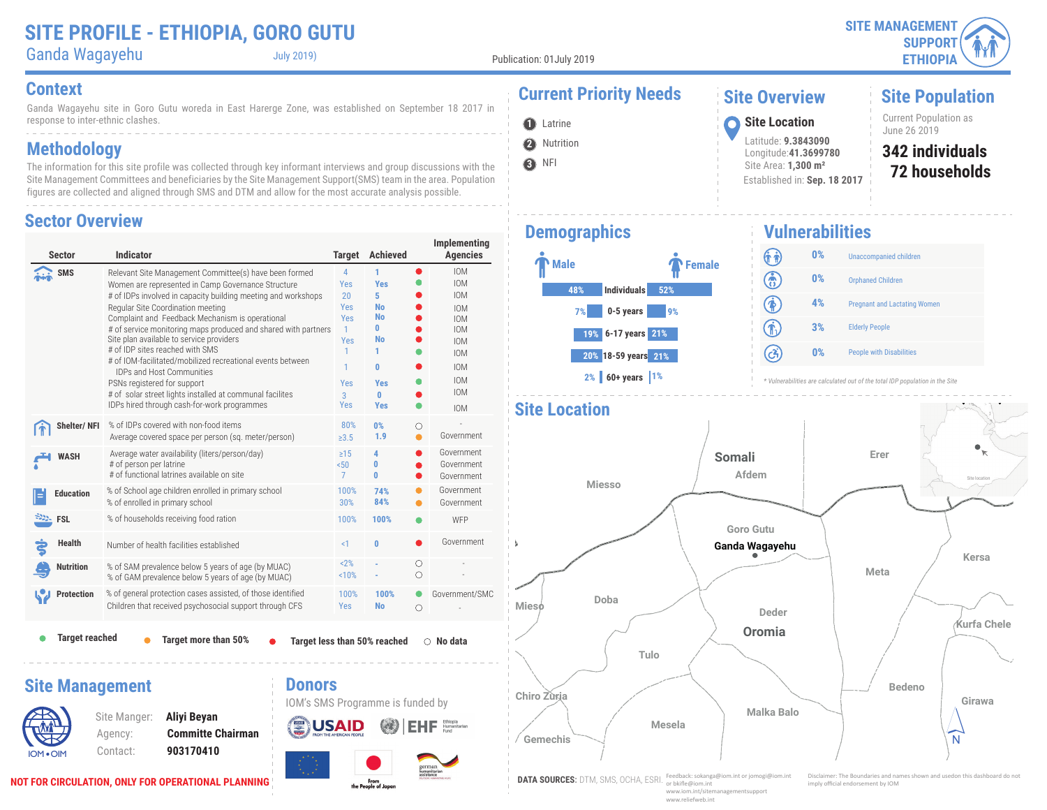# SITE PROFILE - ETHIOPIA, GORO GUTU

Ganda Wagayehu

July 2019)

Publication: 01July 2019

SITE MANAGEMENT SUPPORT ETHIOPIA

## Context

Ganda Wagayehu site in Goro Gutu woreda in East Harerge Zone, was established on September 18 2017 in response to inter-ethnic clashes.

## Methodology

The information for this site profile was collected through key informant interviews and group discussions with the Site Management Committees and beneficiaries by the Site Management Support(SMS) team in the area. Population figures are collected and aligned through SMS and DTM and allow for the most accurate analysis possible.

## Sector Overview

| Sector | Indicator | Target | Achieved | Status | Implementing Agencies |
|---|---|---|---|---|---|
| SMS | Relevant Site Management Committee(s) have been formed | 4 | 1 | Target less than 50% reached | IOM |
| | Women are represented in Camp Governance Structure | Yes | Yes | Target reached | IOM |
| | # of IDPs involved in capacity building meeting and workshops | 20 | 5 | Target less than 50% reached | IOM |
| | Regular Site Coordination meeting | Yes | No | Target less than 50% reached | IOM |
| | Complaint and Feedback Mechanism is operational | Yes | No | Target less than 50% reached | IOM |
| | # of service monitoring maps produced and shared with partners | 1 | 0 | Target less than 50% reached | IOM |
| | Site plan available to service providers | Yes | No | Target less than 50% reached | IOM |
| | # of IDP sites reached with SMS | 1 | 1 | Target reached | IOM |
| | # of IOM-facilitated/mobilized recreational events between IDPs and Host Communities | 1 | 0 | Target less than 50% reached | IOM |
| | PSNs registered for support | Yes | Yes | Target reached | IOM |
| | # of solar street lights installed at communal facilites | 3 | 0 | Target less than 50% reached | IOM |
| | IDPs hired through cash-for-work programmes | Yes | Yes | Target reached | IOM |
| Shelter/ NFI | % of IDPs covered with non-food items | 80% | 0% | No data | - |
| | Average covered space per person (sq. meter/person) | ≥3.5 | 1.9 | Target more than 50% | Government |
| WASH | Average water availability (liters/person/day) | ≥15 | 4 | Target less than 50% reached | Government |
| | # of person per latrine | <50 | 0 | Target less than 50% reached | Government |
| | # of functional latrines available on site | 7 | 0 | Target less than 50% reached | Government |
| Education | % of School age children enrolled in primary school | 100% | 74% | Target more than 50% | Government |
| | % of enrolled in primary school | 30% | 84% | Target more than 50% | Government |
| FSL | % of households receiving food ration | 100% | 100% | Target reached | WFP |
| Health | Number of health facilities established | <1 | 0 | Target less than 50% reached | Government |
| Nutrition | % of SAM prevalence below 5 years of age (by MUAC) | <2% | - | No data | - |
| | % of GAM prevalence below 5 years of age (by MUAC) | <10% | - | No data | - |
| Protection | % of general protection cases assisted, of those identified | 100% | 100% | Target reached | Government/SMC |
| | Children that received psychosocial support through CFS | Yes | No | No data | - |

● Target reached ● Target more than 50% ● Target less than 50% reached ○ No data

## Current Priority Needs

1. Latrine
2. Nutrition
3. NFI

## Site Overview

**Site Location**

Latitude: **9.3843090**
Longitude: **41.3699780**
Site Area: **1,300 m²**
Established in: **Sep. 18 2017**

## Site Population

Current Population as June 26 2019

**342 individuals**
**72 households**

## Demographics

| Male | | Female |
|---|---|---|
| 48% | Individuals | 52% |
| 7% | 0-5 years | 9% |
| 19% | 6-17 years | 21% |
| 20% | 18-59 years | 21% |
| 2% | 60+ years | 1% |

## Vulnerabilities

| % | Vulnerability |
|---|---|
| 0% | Unaccompanied children |
| 0% | Orphaned Children |
| 4% | Pregnant and Lactating Women |
| 3% | Elderly People |
| 0% | People with Disabilities |

* Vulnerabilities are calculated out of the total IDP population in the Site

## Site Location

Somali, Afdem, Miesso, Erer, Goro Gutu, Ganda Wagayehu, Meta, Kersa, Mieso, Doba, Deder, Oromia, Kurfa Chele, Tulo, Chiro Zuria, Bedeno, Girawa, Malka Balo, Mesela, Gemechis

Site location

**DATA SOURCES:** DTM, SMS, OCHA, ESRI.

Feedback: sokanga@iom.int or jomogi@iom.int or bkifle@iom.int
www.iom.int/sitemanagementsupport
www.reliefweb.int

Disclaimer: The Boundaries and names shown and usedon this dashboard do not imply official endorsement by IOM

## Site Management

Site Manger: **Aliyi Beyan**
Agency: **Committe Chairman**
Contact: **903170410**

## Donors

IOM's SMS Programme is funded by

USAID, EHF Ethiopia Humanitarian Fund, European Union, From the People of Japan, german humanitarian assistance

**NOT FOR CIRCULATION, ONLY FOR OPERATIONAL PLANNING**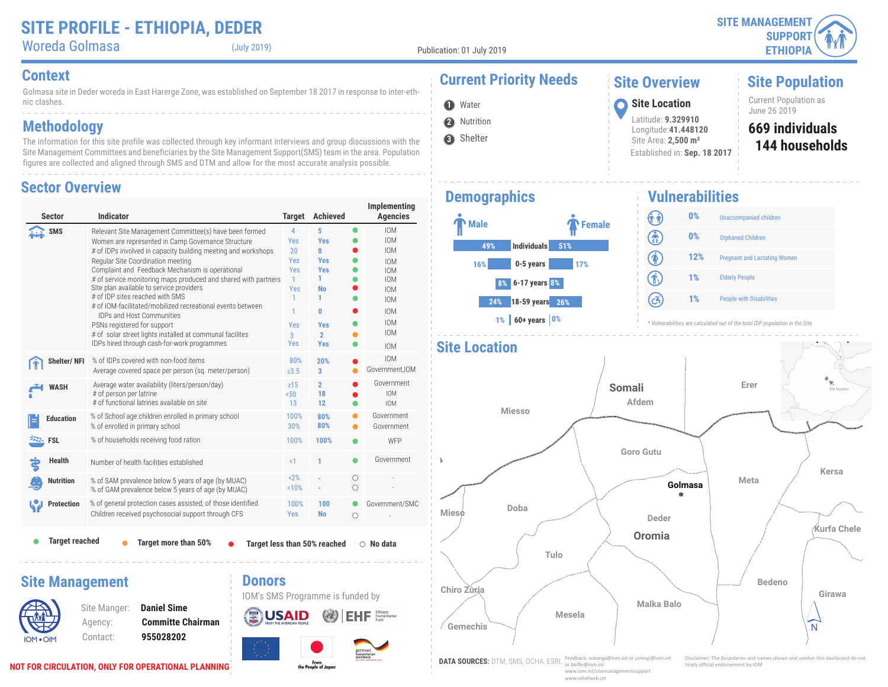# SITE PROFILE - ETHIOPIA, DEDER

Woreda Golmasa (July 2019)

Publication: 01 July 2019

SITE MANAGEMENT SUPPORT ETHIOPIA

## Context

Golmasa site in Deder woreda in East Harerge Zone, was established on September 18 2017 in response to inter-ethnic clashes.

## Methodology

The information for this site profile was collected through key informant interviews and group discussions with the Site Management Committees and beneficiaries by the Site Management Support(SMS) team in the area. Population figures are collected and aligned through SMS and DTM and allow for the most accurate analysis possible.

## Sector Overview

| Sector | Indicator | Target | Achieved | Status | Implementing Agencies |
|---|---|---|---|---|---|
| SMS | Relevant Site Management Committee(s) have been formed | 4 | 5 | Target reached | IOM |
| | Women are represented in Camp Governance Structure | Yes | Yes | Target reached | IOM |
| | # of IDPs involved in capacity building meeting and workshops | 20 | 0 | Target less than 50% reached | IOM |
| | Regular Site Coordination meeting | Yes | Yes | Target reached | IOM |
| | Complaint and Feedback Mechanism is operational | Yes | Yes | Target reached | IOM |
| | # of service monitoring maps produced and shared with partners | 1 | 1 | Target reached | IOM |
| | Site plan available to service providers | Yes | No | Target less than 50% reached | IOM |
| | # of IDP sites reached with SMS | 1 | 1 | Target reached | IOM |
| | # of IOM-facilitated/mobilized recreational events between IDPs and Host Communities | 1 | 0 | Target less than 50% reached | IOM |
| | PSNs registered for support | Yes | Yes | Target reached | IOM |
| | # of solar street lights installed at communal facilites | 3 | 2 | Target more than 50% | IOM |
| | IDPs hired through cash-for-work programmes | Yes | Yes | Target reached | IOM |
| Shelter/ NFI | % of IDPs covered with non-food items | 80% | 20% | Target less than 50% reached | IOM |
| | Average covered space per person (sq. meter/person) | ≥3.5 | 3 | Target more than 50% | Government,IOM |
| WASH | Average water availability (liters/person/day) | ≥15 | 2 | Target less than 50% reached | Government |
| | # of person per latrine | <50 | 18 | Target less than 50% reached | IOM |
| | # of functional latrines available on site | 13 | 12 | Target reached | IOM |
| Education | % of School age children enrolled in primary school | 100% | 80% | Target more than 50% | Government |
| | % of enrolled in primary school | 30% | 80% | Target more than 50% | Government |
| FSL | % of households receiving food ration | 100% | 100% | Target reached | WFP |
| Health | Number of health facilities established | <1 | 1 | Target reached | Government |
| Nutrition | % of SAM prevalence below 5 years of age (by MUAC) | <2% | - | No data | - |
| | % of GAM prevalence below 5 years of age (by MUAC) | <10% | - | No data | - |
| Protection | % of general protection cases assisted, of those identified | 100% | 100 | Target reached | Government/SMC |
| | Children received psychosocial support through CFS | Yes | No | No data | - |

Legend: ● Target reached ● Target more than 50% ● Target less than 50% reached ○ No data

## Current Priority Needs

1. Water
2. Nutrition
3. Shelter

## Site Overview

**Site Location**

Latitude: **9.329910**
Longitude: **41.448120**
Site Area: **2,500 m²**
Established in: **Sep. 18 2017**

## Site Population

Current Population as June 26 2019

**669 individuals**
**144 households**

## Demographics

| Male | | Female |
|---|---|---|
| 49% | Individuals | 51% |
| 16% | 0-5 years | 17% |
| 8% | 6-17 years | 8% |
| 24% | 18-59 years | 26% |
| 1% | 60+ years | 0% |

## Vulnerabilities

| | |
|---|---|
| 0% | Unaccompanied children |
| 0% | Orphaned Children |
| 12% | Pregnant and Lactating Women |
| 1% | Elderly People |
| 1% | People with Disabilities |

*\* Vulnerabilities are calculated out of the total IDP population in the Site*

## Site Location

Somali, Afdem, Erer, Miesso, Goro Gutu, Golmasa, Meta, Kersa, Mieso, Doba, Deder, Oromia, Kurfa Chele, Tulo, Chiro Zuria, Bedeno, Girawa, Malka Balo, Mesela, Gemechis, N, Site location

## Site Management

Site Manger: **Daniel Sime**
Agency: **Committe Chairman**
Contact: **955028202**

IOM • OIM

## Donors

IOM's SMS Programme is funded by

USAID FROM THE AMERICAN PEOPLE; EHF Ethiopia Humanitarian Fund; From the People of Japan; german humanitarian assistance

**NOT FOR CIRCULATION, ONLY FOR OPERATIONAL PLANNING**

**DATA SOURCES:** DTM, SMS, OCHA, ESRI.

Feedback: sokanga@iom.int or jomogi@iom.int or bkifle@iom.int
www.iom.int/sitemanagementsupport
www.reliefweb.int

Disclaimer: The Boundaries and names shown and usedon this dashboard do not imply official endorsement by IOM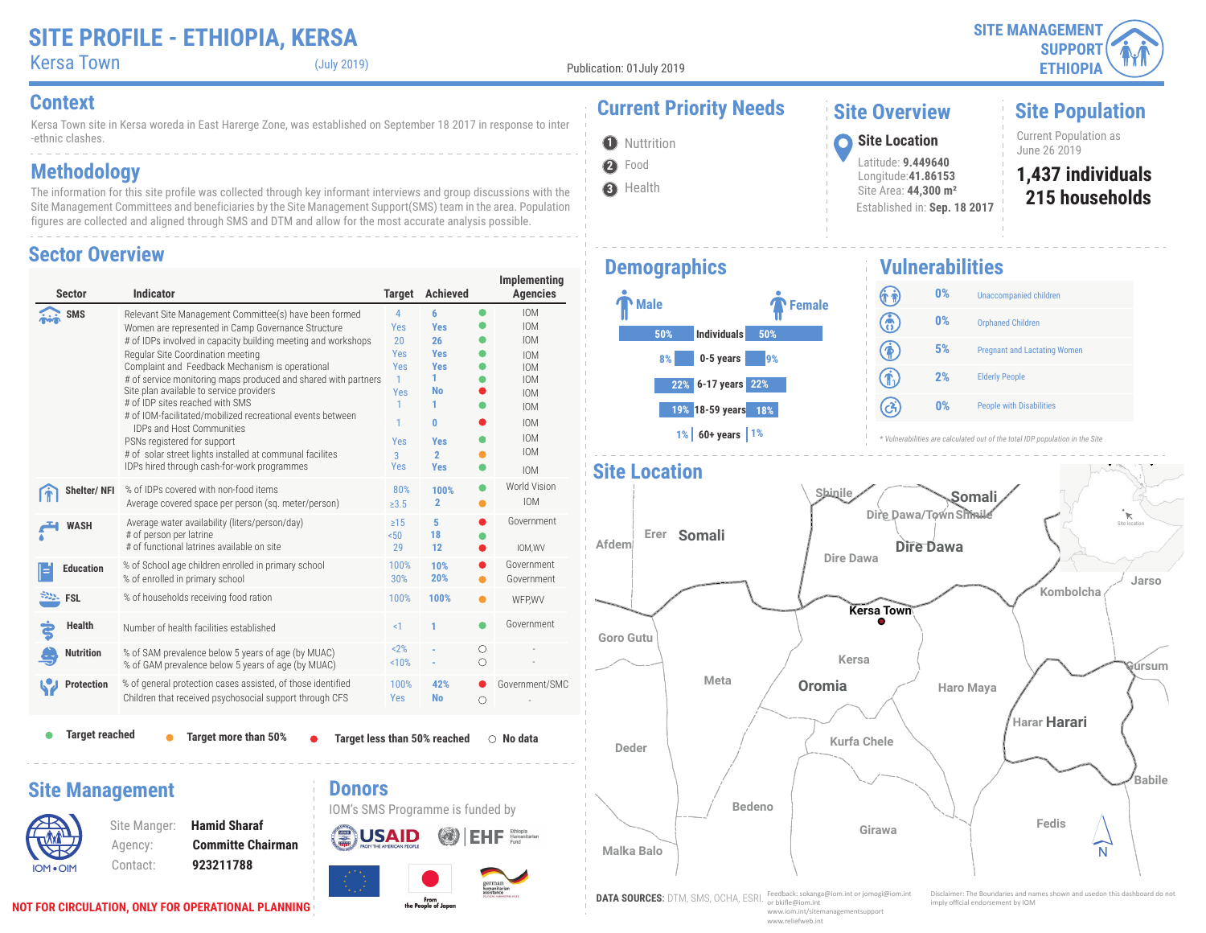# SITE PROFILE - ETHIOPIA, KERSA

Kersa Town (July 2019)

Publication: 01July 2019

SITE MANAGEMENT SUPPORT ETHIOPIA

## Context

Kersa Town site in Kersa woreda in East Hararge Zone, was established on September 18 2017 in response to inter-ethnic clashes.

## Methodology

The information for this site profile was collected through key informant interviews and group discussions with the Site Management Committees and beneficiaries by the Site Management Support(SMS) team in the area. Population figures are collected and aligned through SMS and DTM and allow for the most accurate analysis possible.

## Sector Overview

| Sector | Indicator | Target | Achieved | Status | Implementing Agencies |
|---|---|---|---|---|---|
| SMS | Relevant Site Management Committee(s) have been formed | 4 | 6 | Target reached | IOM |
| | Women are represented in Camp Governance Structure | Yes | Yes | Target reached | IOM |
| | # of IDPs involved in capacity building meeting and workshops | 20 | 26 | Target reached | IOM |
| | Regular Site Coordination meeting | Yes | Yes | Target reached | IOM |
| | Complaint and Feedback Mechanism is operational | Yes | Yes | Target reached | IOM |
| | # of service monitoring maps produced and shared with partners | 1 | 1 | Target reached | IOM |
| | Site plan available to service providers | Yes | No | Target less than 50% reached | IOM |
| | # of IDP sites reached with SMS | 1 | 1 | Target reached | IOM |
| | # of IOM-facilitated/mobilized recreational events between IDPs and Host Communities | 1 | 0 | Target less than 50% reached | IOM |
| | PSNs registered for support | Yes | Yes | Target reached | IOM |
| | # of solar street lights installed at communal facilites | 3 | 2 | Target more than 50% | IOM |
| | IDPs hired through cash-for-work programmes | Yes | Yes | Target reached | IOM |
| Shelter/ NFI | % of IDPs covered with non-food items | 80% | 100% | Target reached | World Vision |
| | Average covered space per person (sq. meter/person) | ≥3.5 | 2 | Target more than 50% | IOM |
| WASH | Average water availability (liters/person/day) | ≥15 | 5 | Target less than 50% reached | Government |
| | # of person per latrine | <50 | 18 | Target reached | |
| | # of functional latrines available on site | 29 | 12 | Target less than 50% reached | IOM,WV |
| Education | % of School age children enrolled in primary school | 100% | 10% | Target less than 50% reached | Government |
| | % of enrolled in primary school | 30% | 20% | Target more than 50% | Government |
| FSL | % of households receiving food ration | 100% | 100% | Target more than 50% | WFP,WV |
| Health | Number of health facilities established | <1 | 1 | Target reached | Government |
| Nutrition | % of SAM prevalence below 5 years of age (by MUAC) | <2% | - | No data | - |
| | % of GAM prevalence below 5 years of age (by MUAC) | <10% | - | No data | - |
| Protection | % of general protection cases assisted, of those identified | 100% | 42% | Target less than 50% reached | Government/SMC |
| | Children that received psychosocial support through CFS | Yes | No | No data | - |

● Target reached ● Target more than 50% ● Target less than 50% reached ○ No data

## Current Priority Needs

1. Nuttrition
2. Food
3. Health

## Site Overview

**Site Location**

Latitude: **9.449640**
Longitude:**41.86153**
Site Area: **44,300 m²**
Established in: **Sep. 18 2017**

## Site Population

Current Population as June 26 2019

**1,437 individuals**
**215 households**

## Demographics

| Male | | Female |
|---|---|---|
| 50% | Individuals | 50% |
| 8% | 0-5 years | 9% |
| 22% | 6-17 years | 22% |
| 19% | 18-59 years | 18% |
| 1% | 60+ years | 1% |

## Vulnerabilities

| % | Vulnerability |
|---|---|
| 0% | Unaccompanied children |
| 0% | Orphaned Children |
| 5% | Pregnant and Lactating Women |
| 2% | Elderly People |
| 0% | People with Disabilities |

*\* Vulnerabilities are calculated out of the total IDP population in the Site*

## Site Location

Shinile, Somali, Dire Dawa/Town Shinile, Afdem, Erer, Somali, Dire Dawa, Dire Dawa, Jarso, Kombolcha, Kersa Town, Goro Gutu, Kersa, Meta, Oromia, Haro Maya, Gursum, Harar Harari, Deder, Kurfa Chele, Babile, Bedeno, Girawa, Fedis, Malka Balo, Site location, N

## Site Management

Site Manger: **Hamid Sharaf**
Agency: **Committe Chairman**
Contact: **923211788**

## Donors

IOM's SMS Programme is funded by

USAID FROM THE AMERICAN PEOPLE; EHF Ethiopia Humanitarian Fund; From the People of Japan; german humanitarian assistance

**NOT FOR CIRCULATION, ONLY FOR OPERATIONAL PLANNING**

**DATA SOURCES:** DTM, SMS, OCHA, ESRI.

Feedback: sokanga@iom.int or jomogi@iom.int or bkifle@iom.int
www.iom.int/sitemanagementsupport
www.reliefweb.int

Disclaimer: The Boundaries and names shown and usedon this dashboard do not imply official endorsement by IOM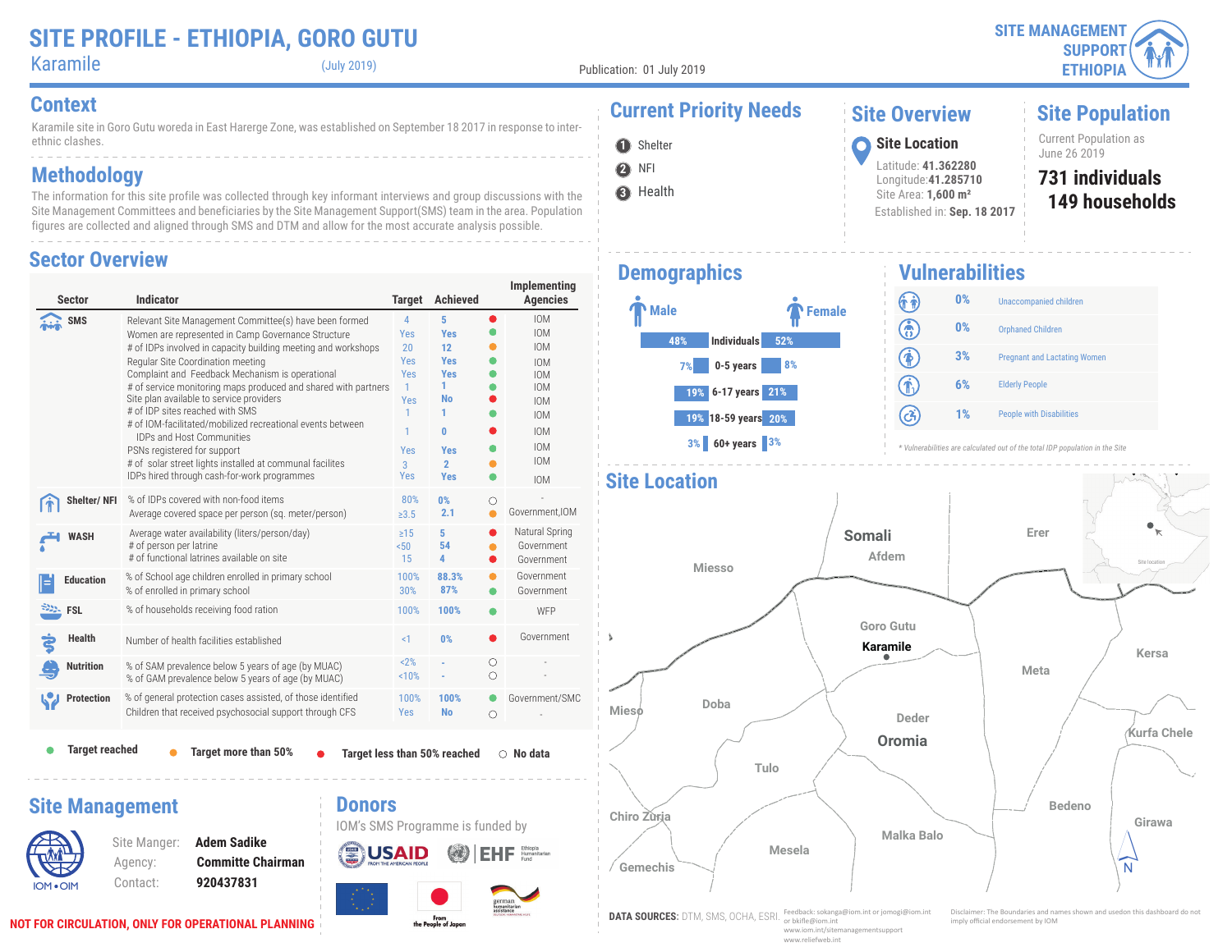# SITE PROFILE - ETHIOPIA, GORO GUTU

Karamile (July 2019)

Publication: 01 July 2019

SITE MANAGEMENT SUPPORT ETHIOPIA

## Context

Karamile site in Goro Gutu woreda in East Harerge Zone, was established on September 18 2017 in response to inter-ethnic clashes.

## Methodology

The information for this site profile was collected through key informant interviews and group discussions with the Site Management Committees and beneficiaries by the Site Management Support(SMS) team in the area. Population figures are collected and aligned through SMS and DTM and allow for the most accurate analysis possible.

## Current Priority Needs

1. Shelter
2. NFI
3. Health

## Site Overview

**Site Location**

Latitude: **41.362280**
Longitude: **41.285710**
Site Area: **1,600 m²**
Established in: **Sep. 18 2017**

## Site Population

Current Population as June 26 2019

**731 individuals**
**149 households**

## Sector Overview

| Sector | Indicator | Target | Achieved | Status | Implementing Agencies |
|---|---|---|---|---|---|
| SMS | Relevant Site Management Committee(s) have been formed | 4 | 5 | Target reached | IOM |
| | Women are represented in Camp Governance Structure | Yes | Yes | Target reached | IOM |
| | # of IDPs involved in capacity building meeting and workshops | 20 | 12 | Target more than 50% | IOM |
| | Regular Site Coordination meeting | Yes | Yes | Target reached | IOM |
| | Complaint and Feedback Mechanism is operational | Yes | Yes | Target reached | IOM |
| | # of service monitoring maps produced and shared with partners | 1 | 1 | Target reached | IOM |
| | Site plan available to service providers | Yes | No | Target less than 50% reached | IOM |
| | # of IDP sites reached with SMS | 1 | 1 | Target reached | IOM |
| | # of IOM-facilitated/mobilized recreational events between IDPs and Host Communities | 1 | 0 | Target less than 50% reached | IOM |
| | PSNs registered for support | Yes | Yes | Target reached | IOM |
| | # of solar street lights installed at communal facilites | 3 | 2 | Target more than 50% | IOM |
| | IDPs hired through cash-for-work programmes | Yes | Yes | Target reached | IOM |
| Shelter/ NFI | % of IDPs covered with non-food items | 80% | 0% | No data | - |
| | Average covered space per person (sq. meter/person) | ≥3.5 | 2.1 | Target more than 50% | Government,IOM |
| WASH | Average water availability (liters/person/day) | ≥15 | 5 | Target less than 50% reached | Natural Spring |
| | # of person per latrine | <50 | 54 | Target more than 50% | Government |
| | # of functional latrines available on site | 15 | 4 | Target less than 50% reached | Government |
| Education | % of School age children enrolled in primary school | 100% | 88.3% | Target more than 50% | Government |
| | % of enrolled in primary school | 30% | 87% | Target reached | Government |
| FSL | % of households receiving food ration | 100% | 100% | Target reached | WFP |
| Health | Number of health facilities established | <1 | 0% | Target less than 50% reached | Government |
| Nutrition | % of SAM prevalence below 5 years of age (by MUAC) | <2% | - | No data | - |
| | % of GAM prevalence below 5 years of age (by MUAC) | <10% | - | No data | - |
| Protection | % of general protection cases assisted, of those identified | 100% | 100% | Target reached | Government/SMC |
| | Children that received psychosocial support through CFS | Yes | No | No data | - |

Legend: Target reached · Target more than 50% · Target less than 50% reached · No data

## Demographics

| Male | | Female |
|---|---|---|
| 48% | Individuals | 52% |
| 7% | 0-5 years | 8% |
| 19% | 6-17 years | 21% |
| 19% | 18-59 years | 20% |
| 3% | 60+ years | 3% |

## Vulnerabilities

| % | Vulnerability |
|---|---|
| 0% | Unaccompanied children |
| 0% | Orphaned Children |
| 3% | Pregnant and Lactating Women |
| 6% | Elderly People |
| 1% | People with Disabilities |

*\* Vulnerabilities are calculated out of the total IDP population in the Site*

## Site Location

Map labels: Somali, Afdem, Erer, Miesso, Goro Gutu, Karamile, Meta, Kersa, Mieso, Doba, Deder, Oromia, Kurfa Chele, Tulo, Chiro Zuria, Bedeno, Girawa, Mesela, Malka Balo, Gemechis, Site location, N

## Site Management

Site Manger: **Adem Sadike**
Agency: **Committe Chairman**
Contact: **920437831**

## Donors

IOM's SMS Programme is funded by

USAID, EHF (Ethiopia Humanitarian Fund), European Union, From the People of Japan, german humanitarian assistance

**NOT FOR CIRCULATION, ONLY FOR OPERATIONAL PLANNING**

**DATA SOURCES:** DTM, SMS, OCHA, ESRI.

Feedback: sokanga@iom.int or jomogi@iom.int or bkifle@iom.int
www.iom.int/sitemanagementsupport
www.reliefweb.int

Disclaimer: The Boundaries and names shown and usedon this dashboard do not imply official endorsement by IOM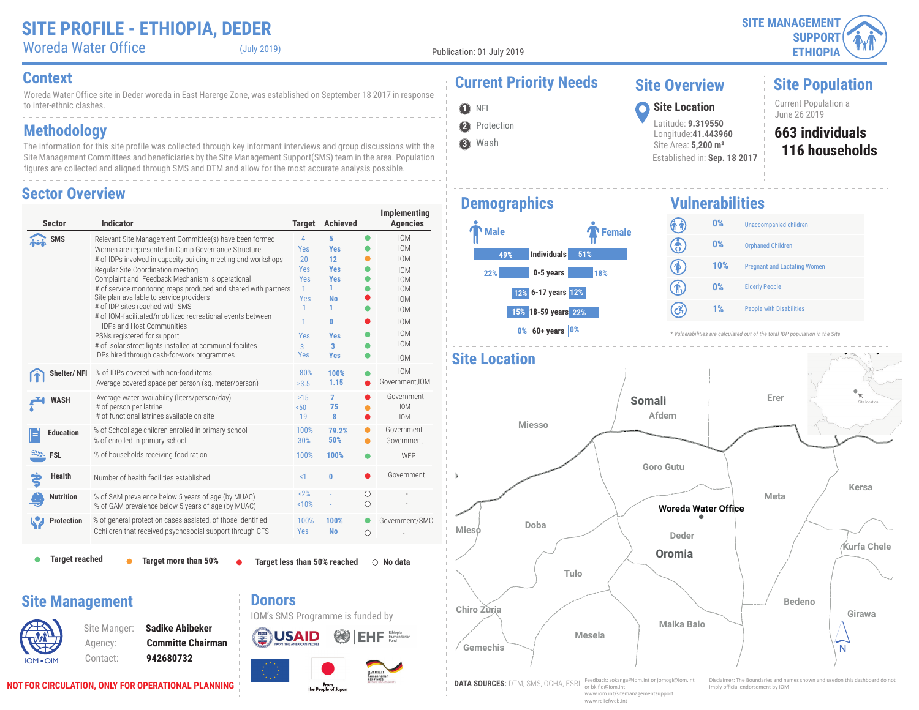# SITE PROFILE - ETHIOPIA, DEDER

## Woreda Water Office (July 2019)

Publication: 01 July 2019

SITE MANAGEMENT SUPPORT ETHIOPIA

## Context

Woreda Water Office site in Deder woreda in East Harerge Zone, was established on September 18 2017 in response to inter-ethnic clashes.

## Methodology

The information for this site profile was collected through key informant interviews and group discussions with the Site Management Committees and beneficiaries by the Site Management Support(SMS) team in the area. Population figures are collected and aligned through SMS and DTM and allow for the most accurate analysis possible.

## Sector Overview

| Sector | Indicator | Target | Achieved | Status | Implementing Agencies |
|---|---|---|---|---|---|
| SMS | Relevant Site Management Committee(s) have been formed | 4 | 5 | Target reached | IOM |
| | Women are represented in Camp Governance Structure | Yes | Yes | Target reached | IOM |
| | # of IDPs involved in capacity building meeting and workshops | 20 | 12 | Target more than 50% | IOM |
| | Regular Site Coordination meeting | Yes | Yes | Target reached | IOM |
| | Complaint and Feedback Mechanism is operational | Yes | Yes | Target reached | IOM |
| | # of service monitoring maps produced and shared with partners | 1 | 1 | Target reached | IOM |
| | Site plan available to service providers | Yes | No | Target less than 50% reached | IOM |
| | # of IDP sites reached with SMS | 1 | 1 | Target reached | IOM |
| | # of IOM-facilitated/mobilized recreational events between IDPs and Host Communities | 1 | 0 | Target less than 50% reached | IOM |
| | PSNs registered for support | Yes | Yes | Target reached | IOM |
| | # of solar street lights installed at communal facilites | 3 | 3 | Target reached | IOM |
| | IDPs hired through cash-for-work programmes | Yes | Yes | Target reached | IOM |
| Shelter/ NFI | % of IDPs covered with non-food items | 80% | 100% | Target reached | IOM |
| | Average covered space per person (sq. meter/person) | ≥3.5 | 1.15 | Target less than 50% reached | Government,IOM |
| WASH | Average water availability (liters/person/day) | ≥15 | 7 | Target less than 50% reached | Government |
| | # of person per latrine | <50 | 75 | Target more than 50% | IOM |
| | # of functional latrines available on site | 19 | 8 | Target more than 50% | IOM |
| Education | % of School age children enrolled in primary school | 100% | 79.2% | Target more than 50% | Government |
| | % of enrolled in primary school | 30% | 50% | Target more than 50% | Government |
| FSL | % of households receiving food ration | 100% | 100% | Target reached | WFP |
| Health | Number of health facilities established | <1 | 0 | Target less than 50% reached | Government |
| Nutrition | % of SAM prevalence below 5 years of age (by MUAC) | <2% | - | No data | - |
| | % of GAM prevalence below 5 years of age (by MUAC) | <10% | - | No data | - |
| Protection | % of general protection cases assisted, of those identified | 100% | 100% | Target reached | Government/SMC |
| | Cchildren that received psychosocial support through CFS | Yes | No | No data | - |

● Target reached ● Target more than 50% ● Target less than 50% reached ○ No data

## Current Priority Needs

1. NFI
2. Protection
3. Wash

## Site Overview

**Site Location**

Latitude: **9.319550**
Longitude: **41.443960**
Site Area: **5,200 m²**
Established in: **Sep. 18 2017**

## Site Population

Current Population a June 26 2019

**663 individuals**
**116 households**

## Demographics

| Male | Age group | Female |
|---|---|---|
| 49% | Individuals | 51% |
| 22% | 0-5 years | 18% |
| 12% | 6-17 years | 12% |
| 15% | 18-59 years | 22% |
| 0% | 60+ years | 0% |

## Vulnerabilities

| % | Vulnerability |
|---|---|
| 0% | Unaccompanied children |
| 0% | Orphaned Children |
| 10% | Pregnant and Lactating Women |
| 0% | Elderly People |
| 1% | People with Disabilities |

*\* Vulnerabilities are calculated out of the total IDP population in the Site*

## Site Location

Somali, Afdem, Erer, Miesso, Goro Gutu, Meta, Kersa, Woreda Water Office, Mieso, Doba, Deder, Oromia, Kurfa Chele, Tulo, Chiro Zuria, Bedeno, Girawa, Malka Balo, Mesela, Gemechis, Site location

## Site Management

Site Manger: **Sadike Abibeker**
Agency: **Committe Chairman**
Contact: **942680732**

## Donors

IOM's SMS Programme is funded by

USAID, EHF, EU, From the People of Japan, German humanitarian assistance

**NOT FOR CIRCULATION, ONLY FOR OPERATIONAL PLANNING**

**DATA SOURCES:** DTM, SMS, OCHA, ESRI.

Feedback: sokanga@iom.int or jomogi@iom.int or bkifle@iom.int
www.iom.int/sitemanagementsupport
www.reliefweb.int

Disclaimer: The Boundaries and names shown and usedon this dashboard do not imply official endorsement by IOM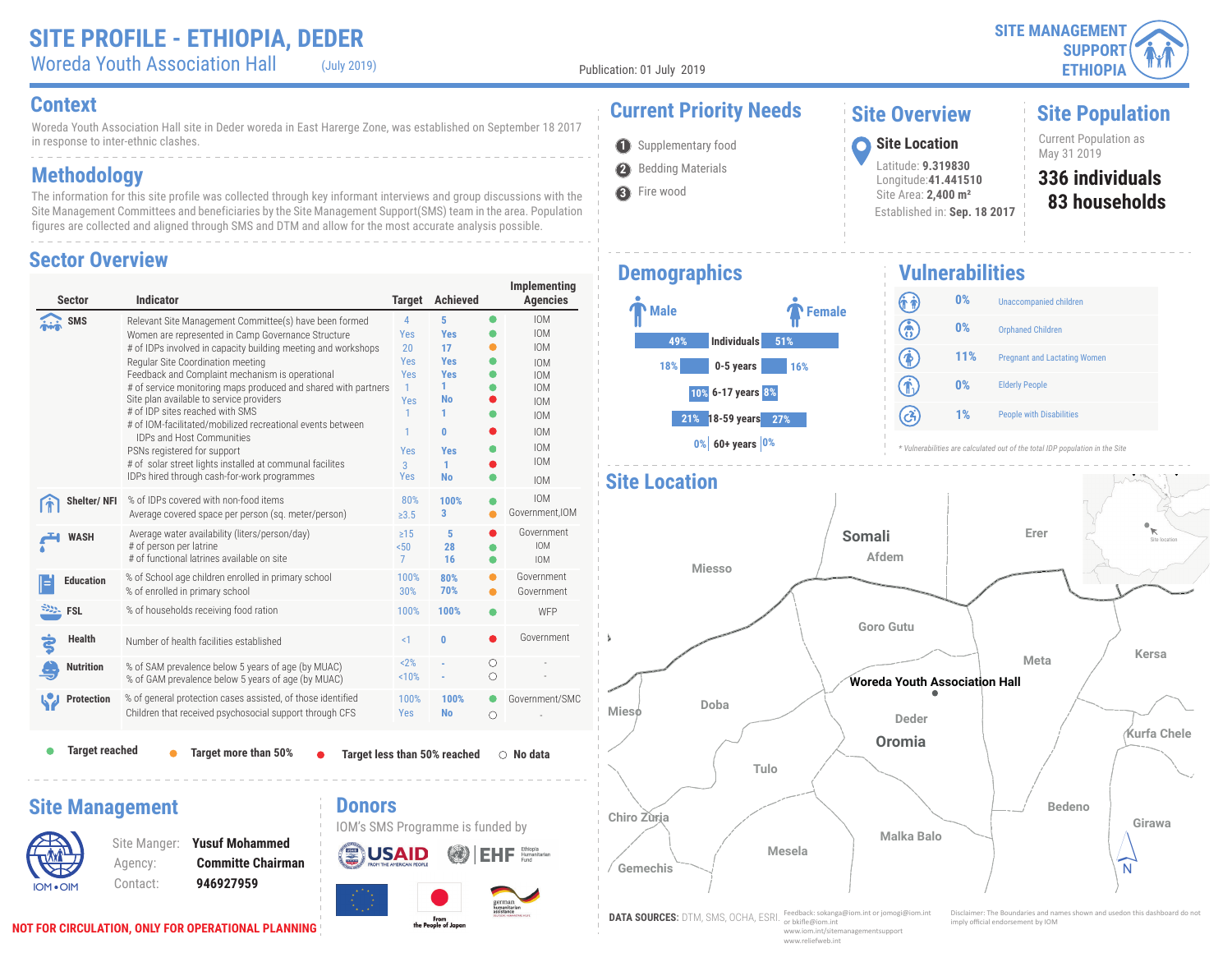# SITE PROFILE - ETHIOPIA, DEDER

## Woreda Youth Association Hall (July 2019)

Publication: 01 July 2019

SITE MANAGEMENT SUPPORT ETHIOPIA

## Context

Woreda Youth Association Hall site in Deder woreda in East Harerge Zone, was established on September 18 2017 in response to inter-ethnic clashes.

## Methodology

The information for this site profile was collected through key informant interviews and group discussions with the Site Management Committees and beneficiaries by the Site Management Support(SMS) team in the area. Population figures are collected and aligned through SMS and DTM and allow for the most accurate analysis possible.

## Sector Overview

| Sector | Indicator | Target | Achieved | Status | Implementing Agencies |
|---|---|---|---|---|---|
| SMS | Relevant Site Management Committee(s) have been formed | 4 | 5 | Target reached | IOM |
| | Women are represented in Camp Governance Structure | Yes | Yes | Target reached | IOM |
| | # of IDPs involved in capacity building meeting and workshops | 20 | 17 | Target more than 50% | IOM |
| | Regular Site Coordination meeting | Yes | Yes | Target reached | IOM |
| | Feedback and Complaint mechanism is operational | Yes | Yes | Target reached | IOM |
| | # of service monitoring maps produced and shared with partners | 1 | 1 | Target reached | IOM |
| | Site plan available to service providers | Yes | No | Target less than 50% reached | IOM |
| | # of IDP sites reached with SMS | 1 | 1 | Target reached | IOM |
| | # of IOM-facilitated/mobilized recreational events between IDPs and Host Communities | 1 | 0 | Target less than 50% reached | IOM |
| | PSNs registered for support | Yes | Yes | Target reached | IOM |
| | # of solar street lights installed at communal facilites | 3 | 1 | Target less than 50% reached | IOM |
| | IDPs hired through cash-for-work programmes | Yes | No | Target reached | IOM |
| Shelter/ NFI | % of IDPs covered with non-food items | 80% | 100% | Target reached | IOM |
| | Average covered space per person (sq. meter/person) | ≥3.5 | 3 | Target more than 50% | Government,IOM |
| WASH | Average water availability (liters/person/day) | ≥15 | 5 | Target less than 50% reached | Government |
| | # of person per latrine | <50 | 28 | Target reached | IOM |
| | # of functional latrines available on site | 7 | 16 | Target reached | IOM |
| Education | % of School age children enrolled in primary school | 100% | 80% | Target more than 50% | Government |
| | % of enrolled in primary school | 30% | 70% | Target more than 50% | Government |
| FSL | % of households receiving food ration | 100% | 100% | Target reached | WFP |
| Health | Number of health facilities established | <1 | 0 | Target less than 50% reached | Government |
| Nutrition | % of SAM prevalence below 5 years of age (by MUAC) | <2% | - | No data | - |
| | % of GAM prevalence below 5 years of age (by MUAC) | <10% | - | No data | - |
| Protection | % of general protection cases assisted, of those identified | 100% | 100% | Target reached | Government/SMC |
| | Children that received psychosocial support through CFS | Yes | No | No data | - |

● Target reached ● Target more than 50% ● Target less than 50% reached ○ No data

## Current Priority Needs

1. Supplementary food
2. Bedding Materials
3. Fire wood

## Site Overview

**Site Location**

Latitude: **9.319830**
Longitude: **41.441510**
Site Area: **2,400 m²**
Established in: **Sep. 18 2017**

## Site Population

Current Population as May 31 2019

**336 individuals**
**83 households**

## Demographics

| Male | | Female |
|---|---|---|
| 49% | Individuals | 51% |
| 18% | 0-5 years | 16% |
| 10% | 6-17 years | 8% |
| 21% | 18-59 years | 27% |
| 0% | 60+ years | 0% |

## Vulnerabilities

| % | Category |
|---|---|
| 0% | Unaccompanied children |
| 0% | Orphaned Children |
| 11% | Pregnant and Lactating Women |
| 0% | Elderly People |
| 1% | People with Disabilities |

*\* Vulnerabilities are calculated out of the total IDP population in the Site*

## Site Location

Somali, Afdem, Erer, Miesso, Goro Gutu, Meta, Kersa, Woreda Youth Association Hall, Mieso, Doba, Deder, Oromia, Kurfa Chele, Tulo, Bedeno, Chiro Zuria, Girawa, Malka Balo, Mesela, Gemechis, Site location, N

## Site Management

Site Manger: **Yusuf Mohammed**
Agency: **Committe Chairman**
Contact: **946927959**

## Donors

IOM's SMS Programme is funded by

USAID, EHF Ethiopia Humanitarian Fund, From the People of Japan, german humanitarian assistance

**NOT FOR CIRCULATION, ONLY FOR OPERATIONAL PLANNING**

**DATA SOURCES:** DTM, SMS, OCHA, ESRI.

Feedback: sokanga@iom.int or jomogi@iom.int or bkifle@iom.int
www.iom.int/sitemanagementsupport
www.reliefweb.int

Disclaimer: The Boundaries and names shown and usedon this dashboard do not imply official endorsement by IOM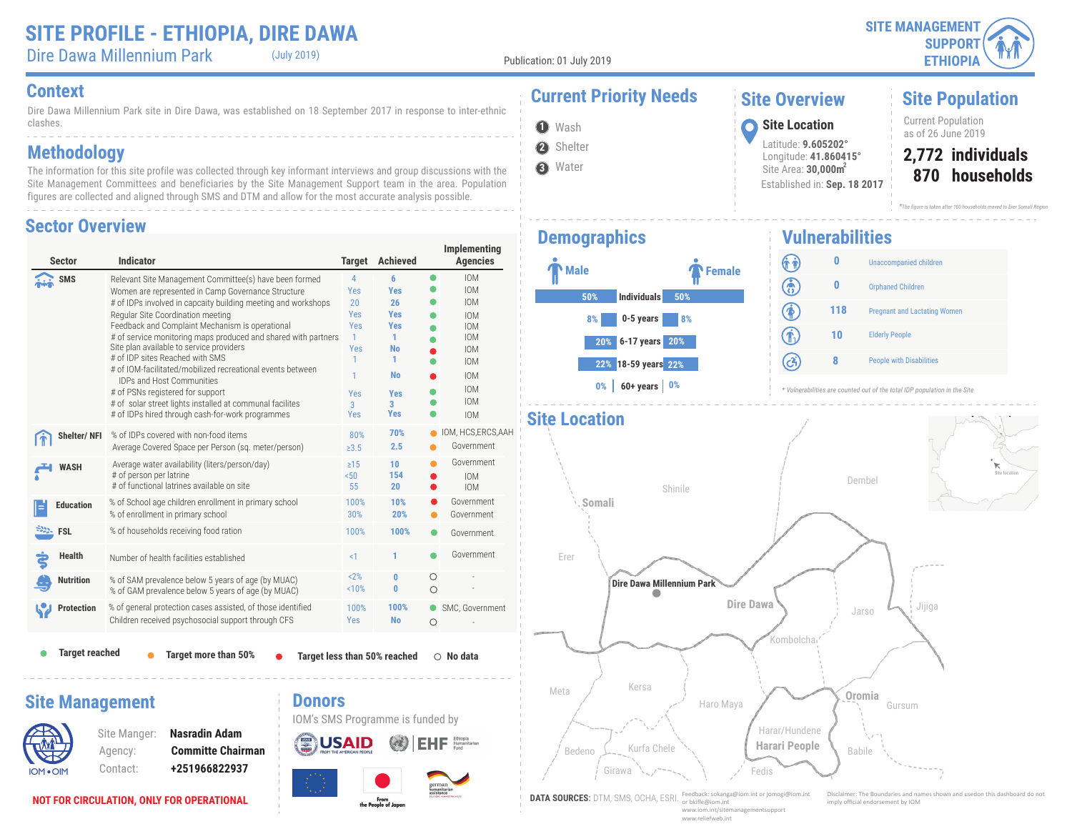# SITE PROFILE - ETHIOPIA, DIRE DAWA

Dire Dawa Millennium Park (July 2019)

Publication: 01 July 2019

SITE MANAGEMENT SUPPORT ETHIOPIA

## Context

Dire Dawa Millennium Park site in Dire Dawa, was established on 18 September 2017 in response to inter-ethnic clashes.

## Methodology

The information for this site profile was collected through key informant interviews and group discussions with the Site Management Committees and beneficiaries by the Site Management Support team in the area. Population figures are collected and aligned through SMS and DTM and allow for the most accurate analysis possible.

## Current Priority Needs

1. Wash
2. Shelter
3. Water

## Site Overview

**Site Location**

Latitude: **9.605202°**
Longitude: **41.860415°**
Site Area: **30,000m²**
Established in: **Sep. 18 2017**

## Site Population

Current Population as of 26 June 2019

**2,772 individuals**
**870 households**

*The figure is taken after 100 households moved to Erer Somali Region

## Sector Overview

| Sector | Indicator | Target | Achieved | Status | Implementing Agencies |
|---|---|---|---|---|---|
| SMS | Relevant Site Management Committee(s) have been formed | 4 | 6 | Target reached | IOM |
| | Women are represented in Camp Governance Structure | Yes | Yes | Target reached | IOM |
| | # of IDPs involved in capcaity building meeting and workshops | 20 | 26 | Target reached | IOM |
| | Regular Site Coordination meeting | Yes | Yes | Target reached | IOM |
| | Feedback and Complaint Mechanism is operational | Yes | Yes | Target reached | IOM |
| | # of service monitoring maps produced and shared with partners | 1 | 1 | Target reached | IOM |
| | Site plan available to service providers | Yes | No | Target less than 50% reached | IOM |
| | # of IDP sites Reached with SMS | 1 | 1 | Target reached | IOM |
| | # of IOM-facilitated/mobilized recreational events between IDPs and Host Communities | 1 | No | Target less than 50% reached | IOM |
| | # of PSNs registered for support | Yes | Yes | Target reached | IOM |
| | # of solar street lights installed at communal facilites | 3 | 3 | Target reached | IOM |
| | # of IDPs hired through cash-for-work programmes | Yes | Yes | Target reached | IOM |
| Shelter/ NFI | % of IDPs covered with non-food items | 80% | 70% | Target more than 50% | IOM, HCS,ERCS,AAH |
| | Average Covered Space per Person (sq. meter/person) | ≥3.5 | 2.5 | Target more than 50% | Government |
| WASH | Average water availability (liters/person/day) | ≥15 | 10 | Target more than 50% | Government |
| | # of person per latrine | <50 | 154 | Target less than 50% reached | IOM |
| | # of functional latrines available on site | 55 | 20 | Target less than 50% reached | IOM |
| Education | % of School age children enrollment in primary school | 100% | 10% | Target less than 50% reached | Government |
| | % of enrollment in primary school | 30% | 20% | Target more than 50% | Government |
| FSL | % of households receiving food ration | 100% | 100% | Target reached | Government |
| Health | Number of health facilities established | <1 | 1 | Target reached | Government |
| Nutrition | % of SAM prevalence below 5 years of age (by MUAC) | <2% | 0 | No data | - |
| | % of GAM prevalence below 5 years of age (by MUAC) | <10% | 0 | No data | - |
| Protection | % of general protection cases assisted, of those identified | 100% | 100% | Target reached | SMC, Government |
| | Children received psychosocial support through CFS | Yes | No | No data | - |

● Target reached ● Target more than 50% ● Target less than 50% reached ○ No data

## Demographics

Male | Female

50% Individuals 50%
8% 0-5 years 8%
20% 6-17 years 20%
22% 18-59 years 22%
0% 60+ years 0%

## Vulnerabilities

| | |
|---|---|
| 0 | Unaccompanied children |
| 0 | Orphaned Children |
| 118 | Pregnant and Lactating Women |
| 10 | Elderly People |
| 8 | People with Disabilities |

* Vulnerabilities are counted out of the total IDP population in the Site

## Site Location

Somali, Shinile, Dembel, Erer, Dire Dawa Millennium Park, Dire Dawa, Jarso, Jijiga, Kombolcha, Meta, Kersa, Haro Maya, Oromia, Gursum, Harar/Hundene, Harari People, Babile, Bedeno, Kurfa Chele, Girawa, Fedis, Site location

## Site Management

Site Manger: **Nasradin Adam**
Agency: **Committe Chairman**
Contact: **+251966822937**

IOM • OIM

**NOT FOR CIRCULATION, ONLY FOR OPERATIONAL**

## Donors

IOM's SMS Programme is funded by

USAID, EHF Ethiopia Humanitarian Fund, From the People of Japan, german humanitarian assistance

**DATA SOURCES:** DTM, SMS, OCHA, ESRI.

Feedback: sokanga@iom.int or jomogi@iom.int or bkifle@iom.int
www.iom.int/sitemanagementsupport
www.reliefweb.int

Disclaimer: The Boundaries and names shown and usedon this dashboard do not imply official endorsement by IOM